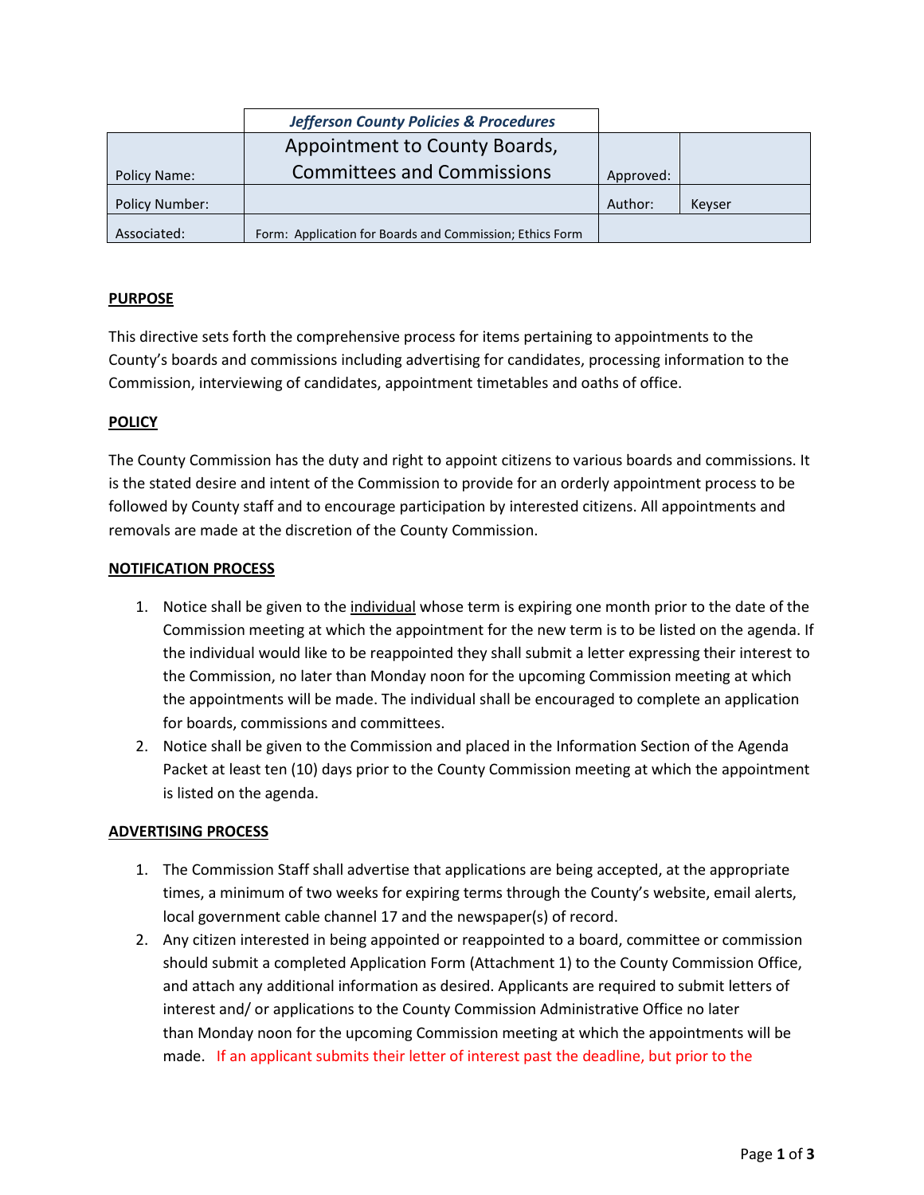| | Jefferson County Policies & Procedures | | |
|---|---|---|---|
| Policy Name: | Appointment to County Boards, Committees and Commissions | Approved: | |
| Policy Number: | | Author: | Keyser |
| Associated: | Form: Application for Boards and Commission; Ethics Form | | |

## PURPOSE

This directive sets forth the comprehensive process for items pertaining to appointments to the County's boards and commissions including advertising for candidates, processing information to the Commission, interviewing of candidates, appointment timetables and oaths of office.

## POLICY

The County Commission has the duty and right to appoint citizens to various boards and commissions. It is the stated desire and intent of the Commission to provide for an orderly appointment process to be followed by County staff and to encourage participation by interested citizens. All appointments and removals are made at the discretion of the County Commission.

## NOTIFICATION PROCESS

1. Notice shall be given to the individual whose term is expiring one month prior to the date of the Commission meeting at which the appointment for the new term is to be listed on the agenda. If the individual would like to be reappointed they shall submit a letter expressing their interest to the Commission, no later than Monday noon for the upcoming Commission meeting at which the appointments will be made. The individual shall be encouraged to complete an application for boards, commissions and committees.
2. Notice shall be given to the Commission and placed in the Information Section of the Agenda Packet at least ten (10) days prior to the County Commission meeting at which the appointment is listed on the agenda.

## ADVERTISING PROCESS

1. The Commission Staff shall advertise that applications are being accepted, at the appropriate times, a minimum of two weeks for expiring terms through the County's website, email alerts, local government cable channel 17 and the newspaper(s) of record.
2. Any citizen interested in being appointed or reappointed to a board, committee or commission should submit a completed Application Form (Attachment 1) to the County Commission Office, and attach any additional information as desired. Applicants are required to submit letters of interest and/ or applications to the County Commission Administrative Office no later than Monday noon for the upcoming Commission meeting at which the appointments will be made. If an applicant submits their letter of interest past the deadline, but prior to the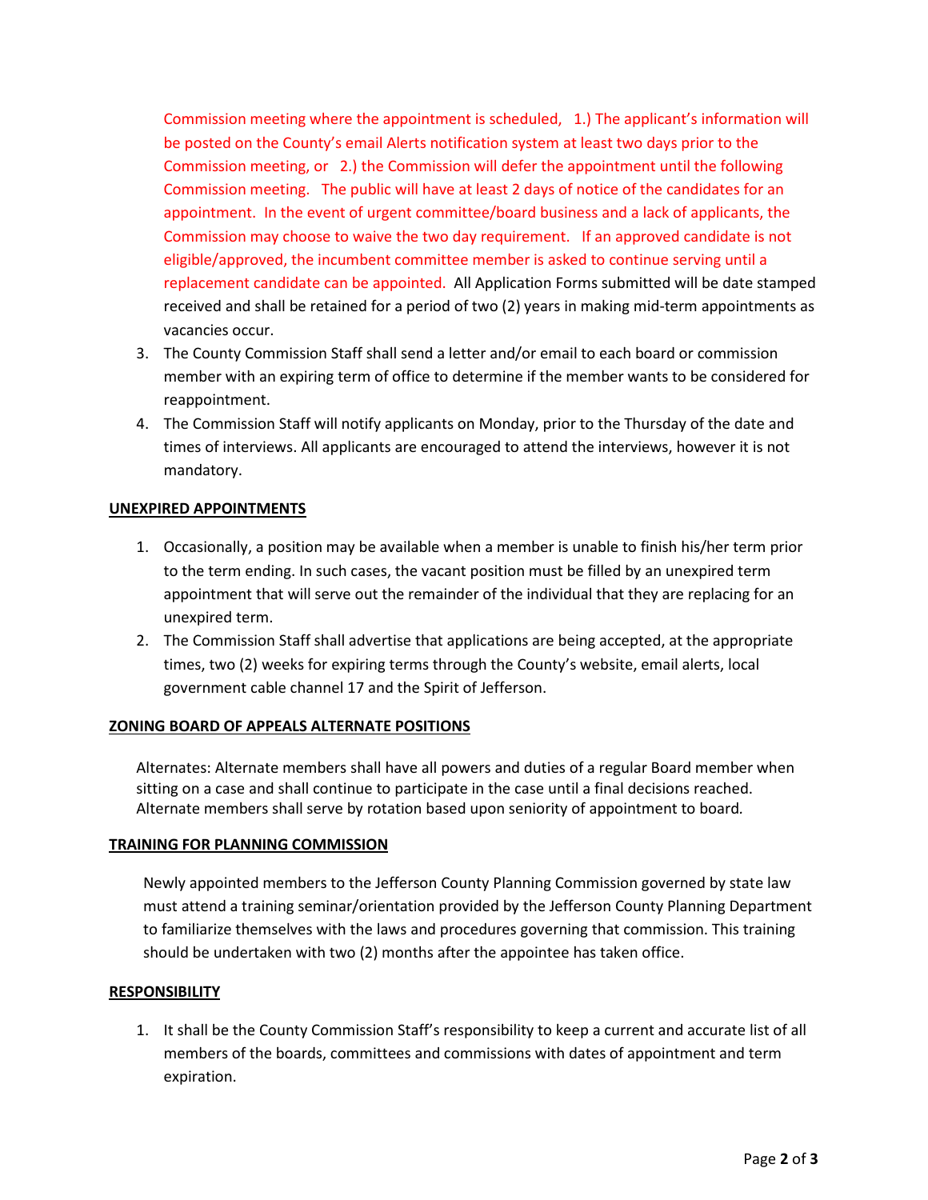Commission meeting where the appointment is scheduled, 1.) The applicant's information will be posted on the County's email Alerts notification system at least two days prior to the Commission meeting, or 2.) the Commission will defer the appointment until the following Commission meeting. The public will have at least 2 days of notice of the candidates for an appointment. In the event of urgent committee/board business and a lack of applicants, the Commission may choose to waive the two day requirement. If an approved candidate is not eligible/approved, the incumbent committee member is asked to continue serving until a replacement candidate can be appointed. All Application Forms submitted will be date stamped received and shall be retained for a period of two (2) years in making mid-term appointments as vacancies occur.

3. The County Commission Staff shall send a letter and/or email to each board or commission member with an expiring term of office to determine if the member wants to be considered for reappointment.
4. The Commission Staff will notify applicants on Monday, prior to the Thursday of the date and times of interviews. All applicants are encouraged to attend the interviews, however it is not mandatory.

**UNEXPIRED APPOINTMENTS**

1. Occasionally, a position may be available when a member is unable to finish his/her term prior to the term ending. In such cases, the vacant position must be filled by an unexpired term appointment that will serve out the remainder of the individual that they are replacing for an unexpired term.
2. The Commission Staff shall advertise that applications are being accepted, at the appropriate times, two (2) weeks for expiring terms through the County's website, email alerts, local government cable channel 17 and the Spirit of Jefferson.

**ZONING BOARD OF APPEALS ALTERNATE POSITIONS**

Alternates: Alternate members shall have all powers and duties of a regular Board member when sitting on a case and shall continue to participate in the case until a final decisions reached. Alternate members shall serve by rotation based upon seniority of appointment to board.

**TRAINING FOR PLANNING COMMISSION**

Newly appointed members to the Jefferson County Planning Commission governed by state law must attend a training seminar/orientation provided by the Jefferson County Planning Department to familiarize themselves with the laws and procedures governing that commission. This training should be undertaken with two (2) months after the appointee has taken office.

**RESPONSIBILITY**

1. It shall be the County Commission Staff's responsibility to keep a current and accurate list of all members of the boards, committees and commissions with dates of appointment and term expiration.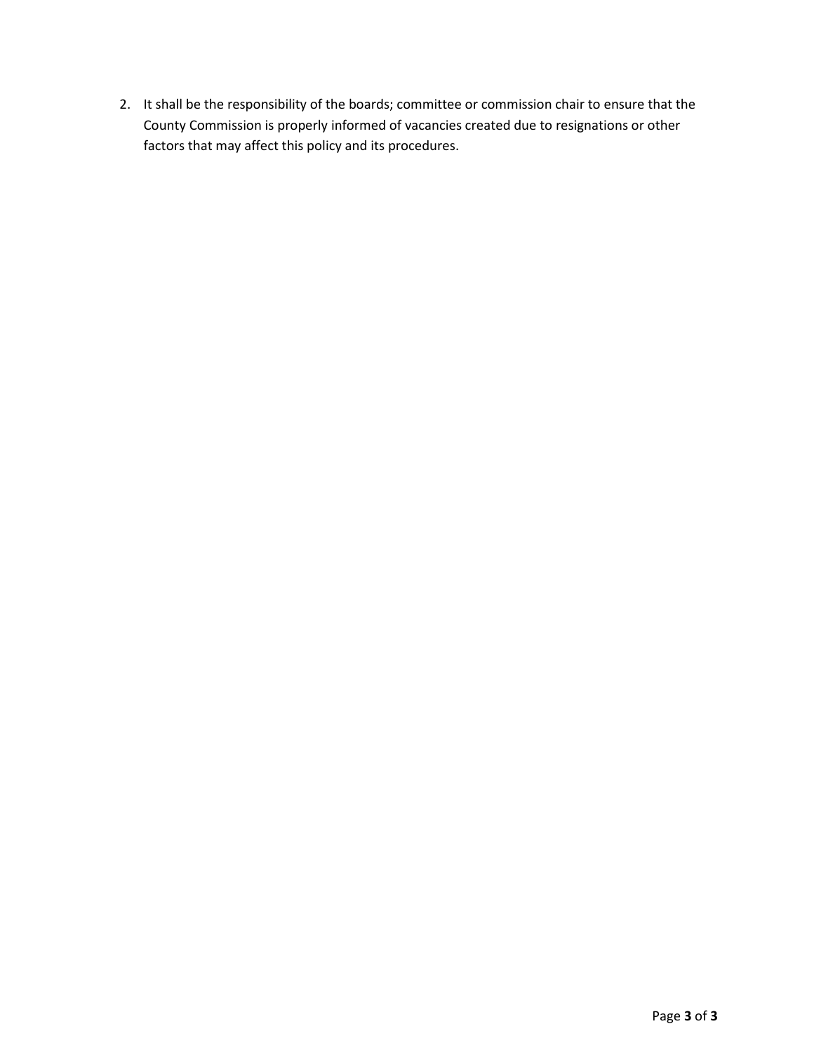2. It shall be the responsibility of the boards; committee or commission chair to ensure that the County Commission is properly informed of vacancies created due to resignations or other factors that may affect this policy and its procedures.